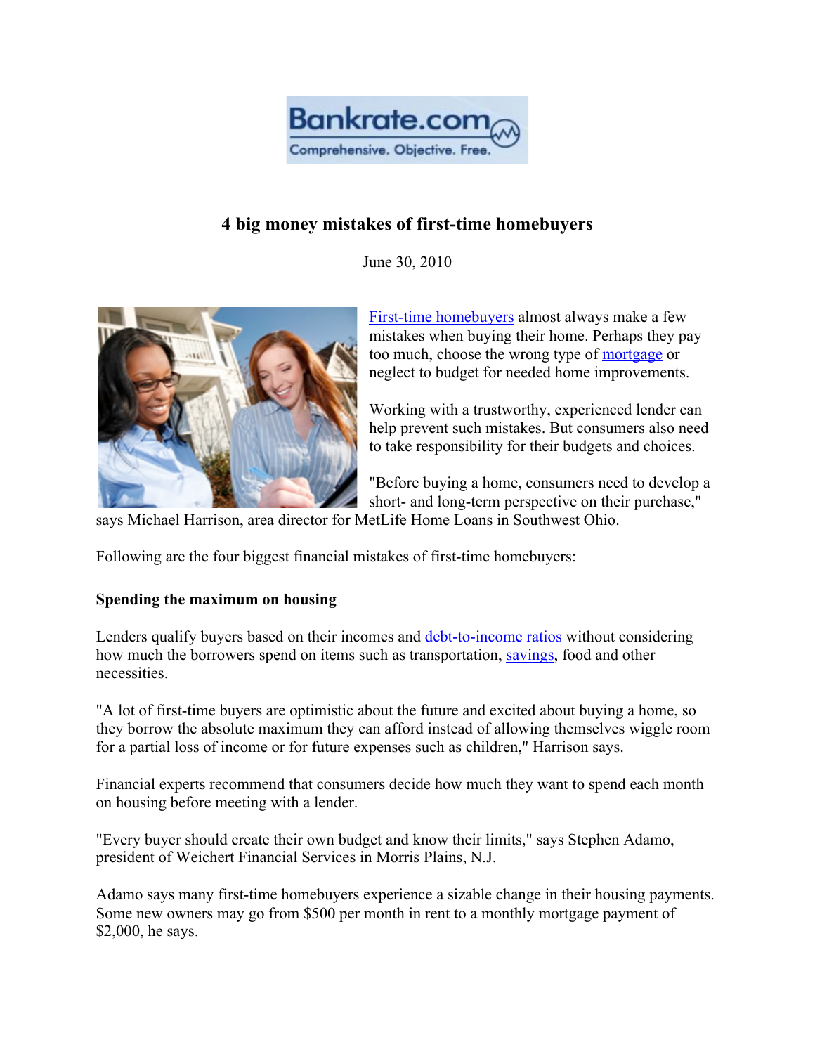# 4 big money mistakes of first-time homebuyers

June 30, 2010

First-time homebuyers almost always make a few mistakes when buying their home. Perhaps they pay too much, choose the wrong type of mortgage or neglect to budget for needed home improvements.

Working with a trustworthy, experienced lender can help prevent such mistakes. But consumers also need to take responsibility for their budgets and choices.

"Before buying a home, consumers need to develop a short- and long-term perspective on their purchase," says Michael Harrison, area director for MetLife Home Loans in Southwest Ohio.

Following are the four biggest financial mistakes of first-time homebuyers:

**Spending the maximum on housing**

Lenders qualify buyers based on their incomes and debt-to-income ratios without considering how much the borrowers spend on items such as transportation, savings, food and other necessities.

"A lot of first-time buyers are optimistic about the future and excited about buying a home, so they borrow the absolute maximum they can afford instead of allowing themselves wiggle room for a partial loss of income or for future expenses such as children," Harrison says.

Financial experts recommend that consumers decide how much they want to spend each month on housing before meeting with a lender.

"Every buyer should create their own budget and know their limits," says Stephen Adamo, president of Weichert Financial Services in Morris Plains, N.J.

Adamo says many first-time homebuyers experience a sizable change in their housing payments. Some new owners may go from $500 per month in rent to a monthly mortgage payment of $2,000, he says.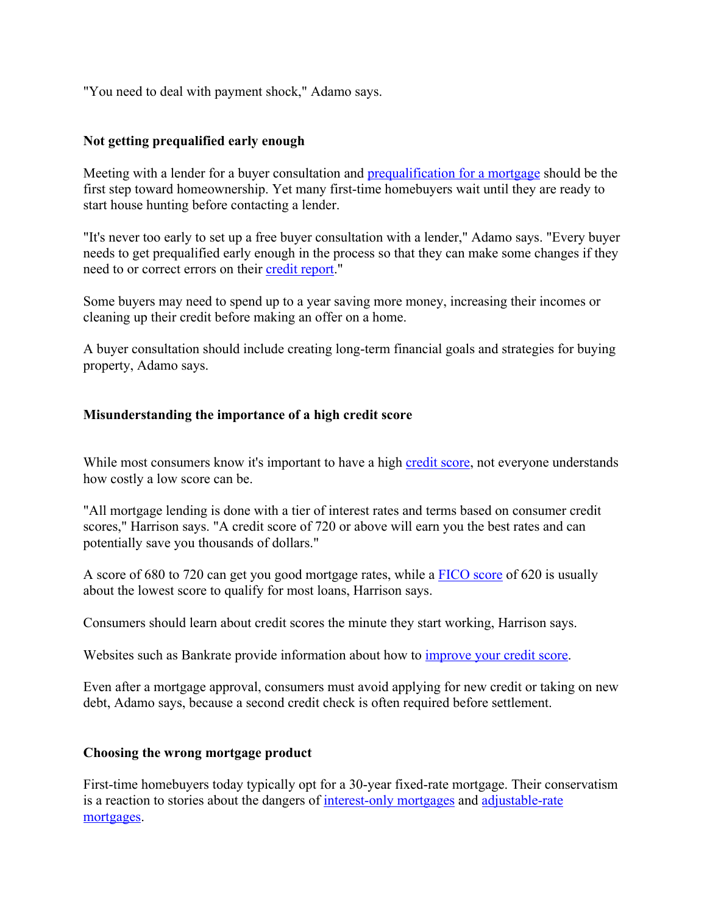"You need to deal with payment shock," Adamo says.

**Not getting prequalified early enough**

Meeting with a lender for a buyer consultation and prequalification for a mortgage should be the first step toward homeownership. Yet many first-time homebuyers wait until they are ready to start house hunting before contacting a lender.

"It's never too early to set up a free buyer consultation with a lender," Adamo says. "Every buyer needs to get prequalified early enough in the process so that they can make some changes if they need to or correct errors on their credit report."

Some buyers may need to spend up to a year saving more money, increasing their incomes or cleaning up their credit before making an offer on a home.

A buyer consultation should include creating long-term financial goals and strategies for buying property, Adamo says.

**Misunderstanding the importance of a high credit score**

While most consumers know it's important to have a high credit score, not everyone understands how costly a low score can be.

"All mortgage lending is done with a tier of interest rates and terms based on consumer credit scores," Harrison says. "A credit score of 720 or above will earn you the best rates and can potentially save you thousands of dollars."

A score of 680 to 720 can get you good mortgage rates, while a FICO score of 620 is usually about the lowest score to qualify for most loans, Harrison says.

Consumers should learn about credit scores the minute they start working, Harrison says.

Websites such as Bankrate provide information about how to improve your credit score.

Even after a mortgage approval, consumers must avoid applying for new credit or taking on new debt, Adamo says, because a second credit check is often required before settlement.

**Choosing the wrong mortgage product**

First-time homebuyers today typically opt for a 30-year fixed-rate mortgage. Their conservatism is a reaction to stories about the dangers of interest-only mortgages and adjustable-rate mortgages.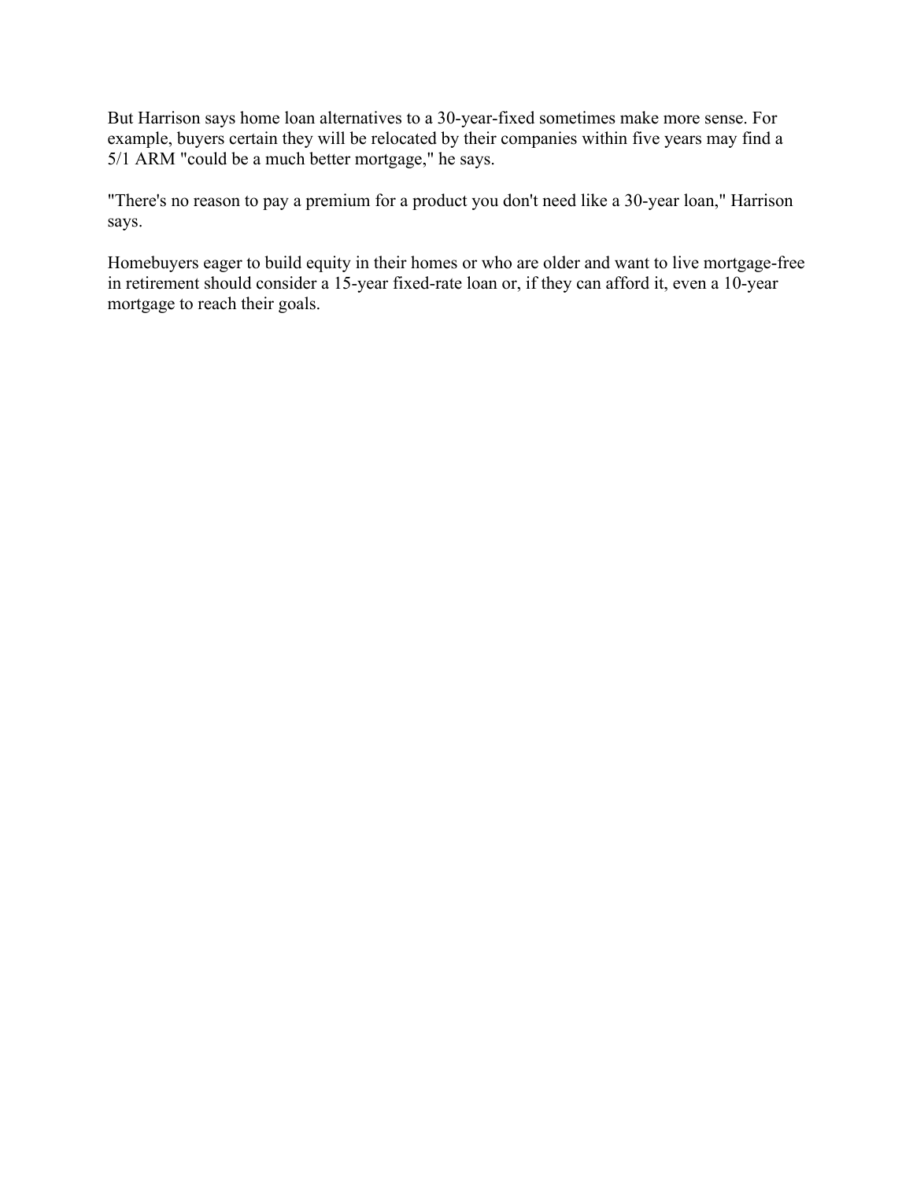But Harrison says home loan alternatives to a 30-year-fixed sometimes make more sense. For example, buyers certain they will be relocated by their companies within five years may find a 5/1 ARM "could be a much better mortgage," he says.

"There's no reason to pay a premium for a product you don't need like a 30-year loan," Harrison says.

Homebuyers eager to build equity in their homes or who are older and want to live mortgage-free in retirement should consider a 15-year fixed-rate loan or, if they can afford it, even a 10-year mortgage to reach their goals.